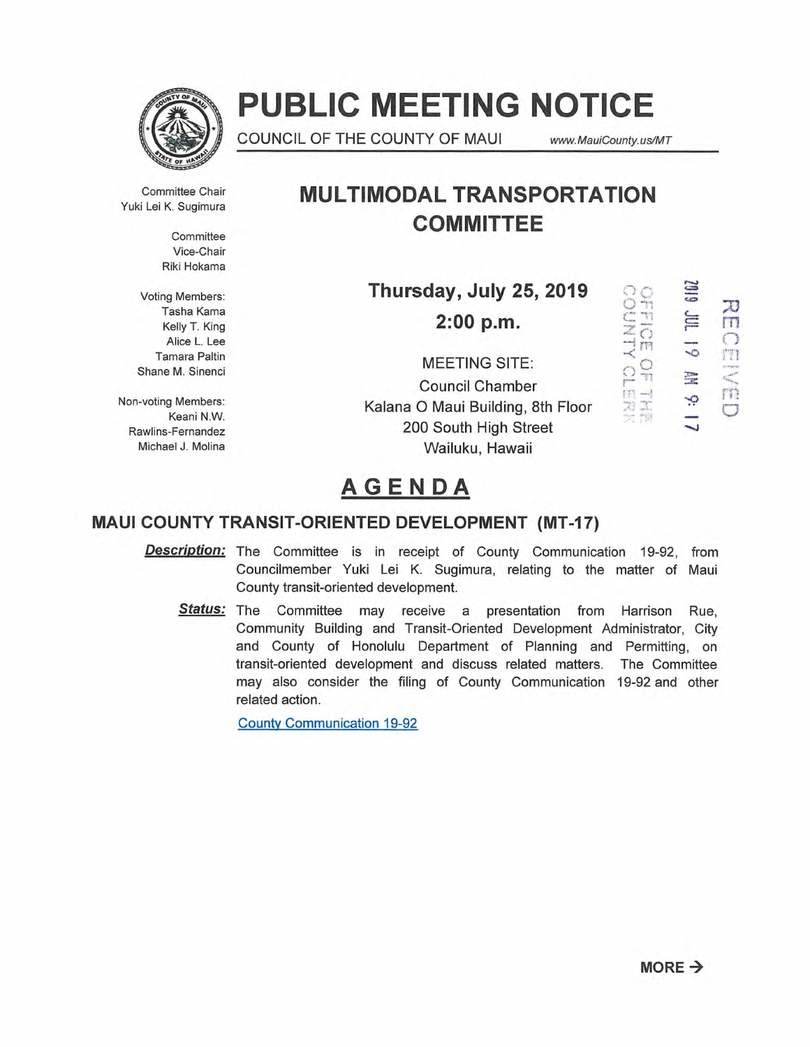# PUBLIC MEETING NOTICE

COUNCIL OF THE COUNTY OF MAUI www.MauiCounty.us/MT

Committee Chair
Yuki Lei K. Sugimura

Committee
Vice-Chair
Riki Hokama

Voting Members:
Tasha Kama
Kelly T. King
Alice L. Lee
Tamara Paltin
Shane M. Sinenci

Non-voting Members:
Keani N.W. Rawlins-Fernandez
Michael J. Molina

## MULTIMODAL TRANSPORTATION COMMITTEE

**Thursday, July 25, 2019**

**2:00 p.m.**

MEETING SITE:
Council Chamber
Kalana O Maui Building, 8th Floor
200 South High Street
Wailuku, Hawaii

RECEIVED
2019 JUL 19 AM 9:17
OFFICE OF THE COUNTY CLERK

# AGENDA

### MAUI COUNTY TRANSIT-ORIENTED DEVELOPMENT (MT-17)

***Description:*** The Committee is in receipt of County Communication 19-92, from Councilmember Yuki Lei K. Sugimura, relating to the matter of Maui County transit-oriented development.

***Status:*** The Committee may receive a presentation from Harrison Rue, Community Building and Transit-Oriented Development Administrator, City and County of Honolulu Department of Planning and Permitting, on transit-oriented development and discuss related matters. The Committee may also consider the filing of County Communication 19-92 and other related action.

County Communication 19-92

**MORE →**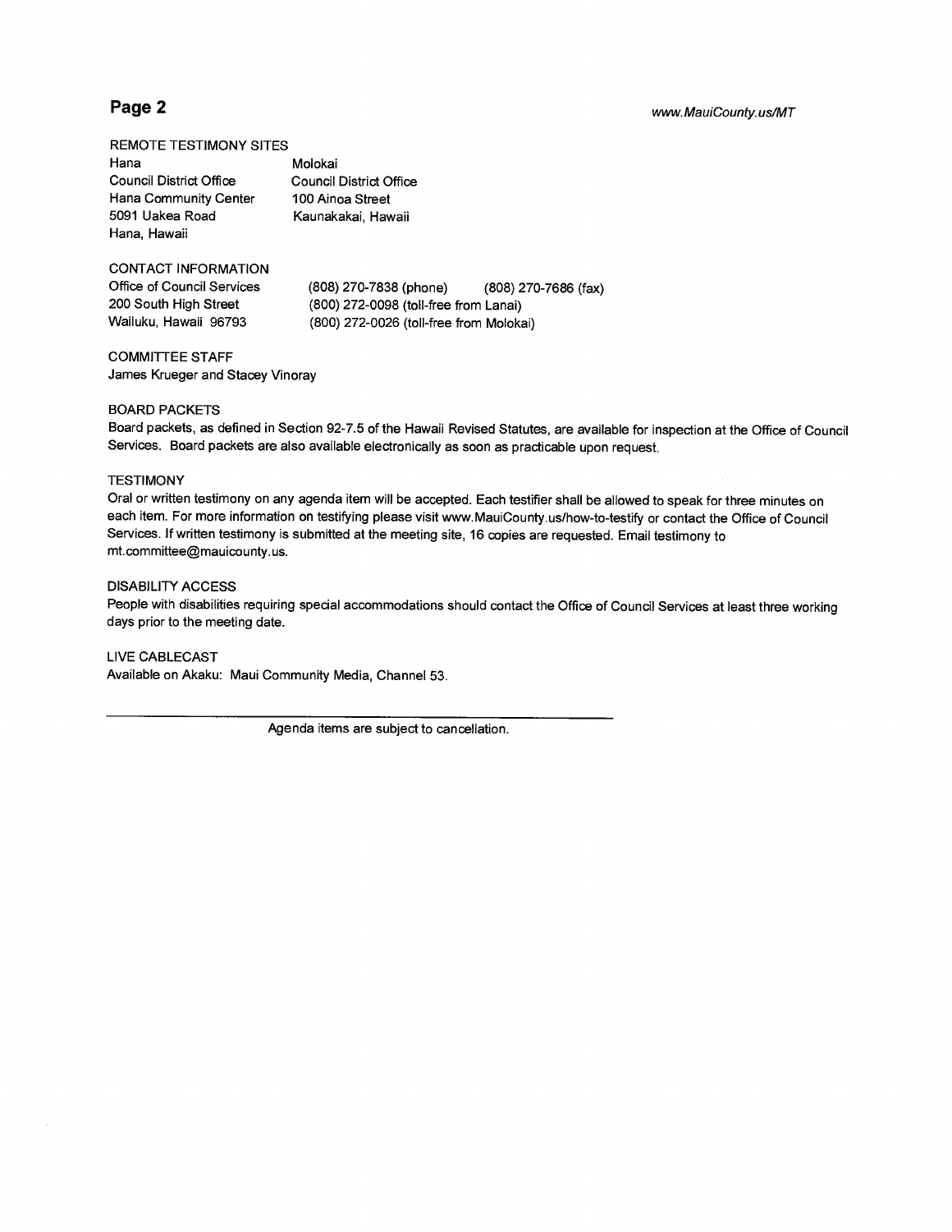REMOTE TESTIMONY SITES

| | |
|---|---|
| Hana | Molokai |
| Council District Office | Council District Office |
| Hana Community Center | 100 Ainoa Street |
| 5091 Uakea Road | Kaunakakai, Hawaii |
| Hana, Hawaii | |

CONTACT INFORMATION

| | | |
|---|---|---|
| Office of Council Services | (808) 270-7838 (phone) | (808) 270-7686 (fax) |
| 200 South High Street | (800) 272-0098 (toll-free from Lanai) | |
| Wailuku, Hawaii 96793 | (800) 272-0026 (toll-free from Molokai) | |

COMMITTEE STAFF

James Krueger and Stacey Vinoray

BOARD PACKETS

Board packets, as defined in Section 92-7.5 of the Hawaii Revised Statutes, are available for inspection at the Office of Council Services. Board packets are also available electronically as soon as practicable upon request.

TESTIMONY

Oral or written testimony on any agenda item will be accepted. Each testifier shall be allowed to speak for three minutes on each item. For more information on testifying please visit www.MauiCounty.us/how-to-testify or contact the Office of Council Services. If written testimony is submitted at the meeting site, 16 copies are requested. Email testimony to mt.committee@mauicounty.us.

DISABILITY ACCESS

People with disabilities requiring special accommodations should contact the Office of Council Services at least three working days prior to the meeting date.

LIVE CABLECAST

Available on Akaku: Maui Community Media, Channel 53.

---

Agenda items are subject to cancellation.